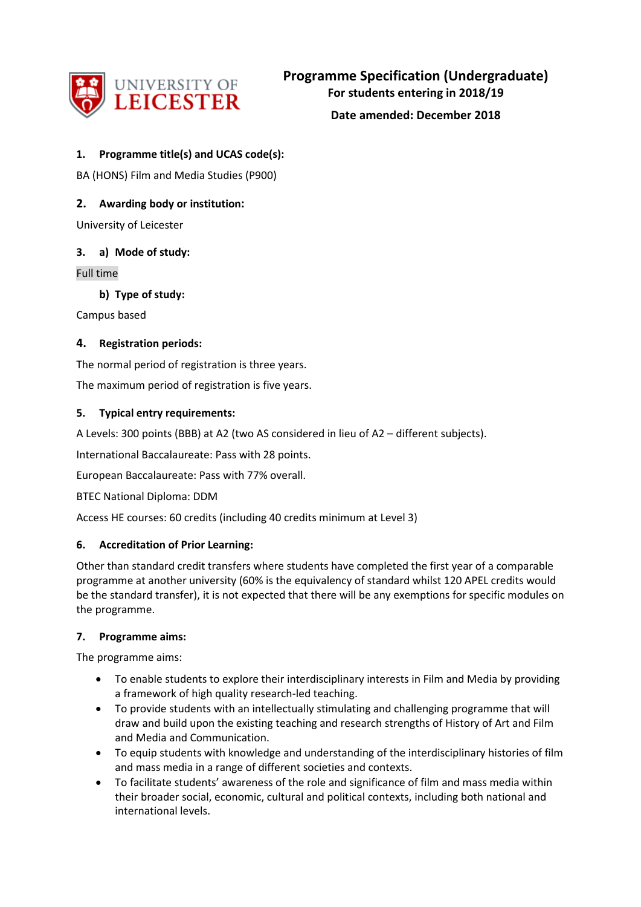UNIVERSITY OF LEICESTER

# Programme Specification (Undergraduate)

**For students entering in 2018/19**

**Date amended: December 2018**

## 1. Programme title(s) and UCAS code(s):

BA (HONS) Film and Media Studies (P900)

## 2. Awarding body or institution:

University of Leicester

## 3. a) Mode of study:

Full time

### b) Type of study:

Campus based

## 4. Registration periods:

The normal period of registration is three years.

The maximum period of registration is five years.

## 5. Typical entry requirements:

A Levels: 300 points (BBB) at A2 (two AS considered in lieu of A2 – different subjects).

International Baccalaureate: Pass with 28 points.

European Baccalaureate: Pass with 77% overall.

BTEC National Diploma: DDM

Access HE courses: 60 credits (including 40 credits minimum at Level 3)

## 6. Accreditation of Prior Learning:

Other than standard credit transfers where students have completed the first year of a comparable programme at another university (60% is the equivalency of standard whilst 120 APEL credits would be the standard transfer), it is not expected that there will be any exemptions for specific modules on the programme.

## 7. Programme aims:

The programme aims:

- To enable students to explore their interdisciplinary interests in Film and Media by providing a framework of high quality research-led teaching.
- To provide students with an intellectually stimulating and challenging programme that will draw and build upon the existing teaching and research strengths of History of Art and Film and Media and Communication.
- To equip students with knowledge and understanding of the interdisciplinary histories of film and mass media in a range of different societies and contexts.
- To facilitate students' awareness of the role and significance of film and mass media within their broader social, economic, cultural and political contexts, including both national and international levels.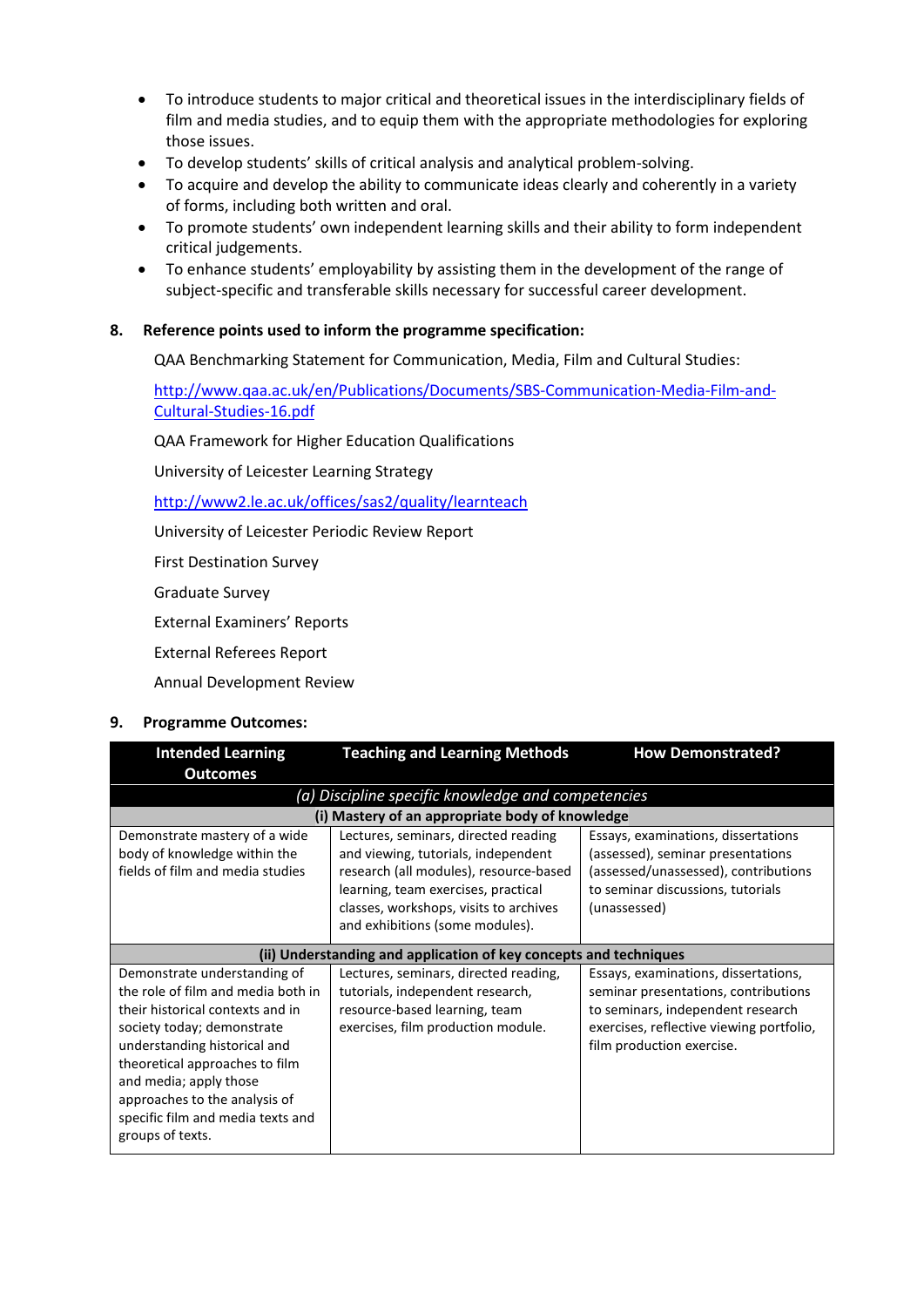- To introduce students to major critical and theoretical issues in the interdisciplinary fields of film and media studies, and to equip them with the appropriate methodologies for exploring those issues.
- To develop students' skills of critical analysis and analytical problem-solving.
- To acquire and develop the ability to communicate ideas clearly and coherently in a variety of forms, including both written and oral.
- To promote students' own independent learning skills and their ability to form independent critical judgements.
- To enhance students' employability by assisting them in the development of the range of subject-specific and transferable skills necessary for successful career development.

## 8. Reference points used to inform the programme specification:

QAA Benchmarking Statement for Communication, Media, Film and Cultural Studies:

http://www.qaa.ac.uk/en/Publications/Documents/SBS-Communication-Media-Film-and-Cultural-Studies-16.pdf

QAA Framework for Higher Education Qualifications

University of Leicester Learning Strategy

http://www2.le.ac.uk/offices/sas2/quality/learnteach

University of Leicester Periodic Review Report

First Destination Survey

Graduate Survey

External Examiners' Reports

External Referees Report

Annual Development Review

## 9. Programme Outcomes:

| Intended Learning Outcomes | Teaching and Learning Methods | How Demonstrated? |
|---|---|---|
| *(a) Discipline specific knowledge and competencies* | | |
| **(i) Mastery of an appropriate body of knowledge** | | |
| Demonstrate mastery of a wide body of knowledge within the fields of film and media studies | Lectures, seminars, directed reading and viewing, tutorials, independent research (all modules), resource-based learning, team exercises, practical classes, workshops, visits to archives and exhibitions (some modules). | Essays, examinations, dissertations (assessed), seminar presentations (assessed/unassessed), contributions to seminar discussions, tutorials (unassessed) |
| **(ii) Understanding and application of key concepts and techniques** | | |
| Demonstrate understanding of the role of film and media both in their historical contexts and in society today; demonstrate understanding historical and theoretical approaches to film and media; apply those approaches to the analysis of specific film and media texts and groups of texts. | Lectures, seminars, directed reading, tutorials, independent research, resource-based learning, team exercises, film production module. | Essays, examinations, dissertations, seminar presentations, contributions to seminars, independent research exercises, reflective viewing portfolio, film production exercise. |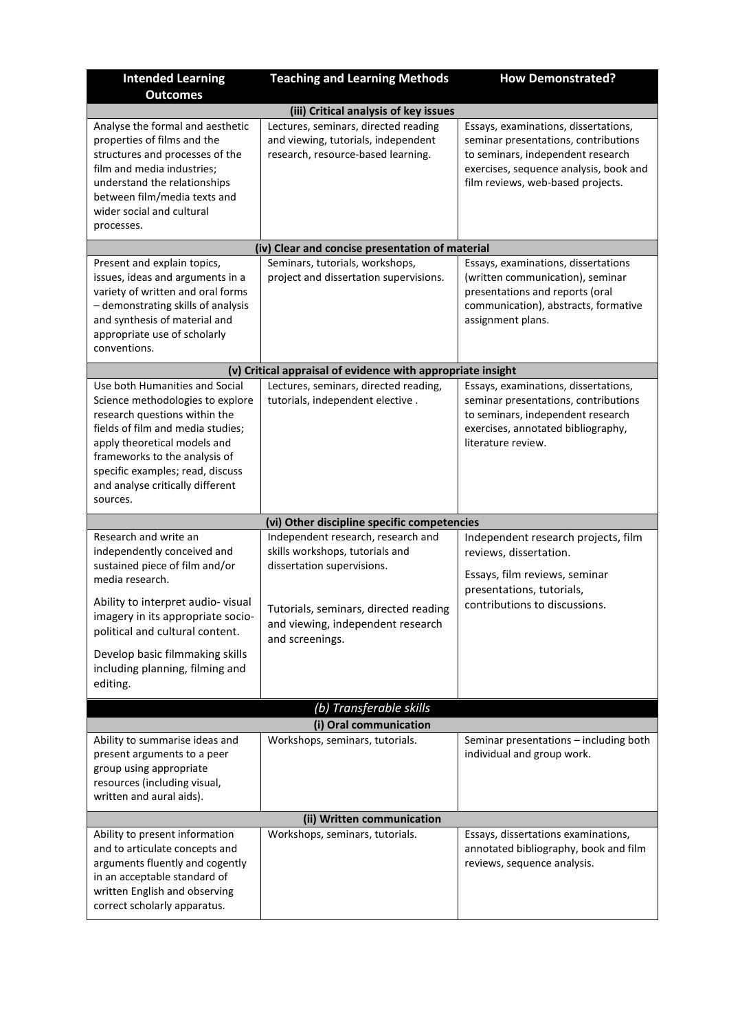| Intended Learning Outcomes | Teaching and Learning Methods | How Demonstrated? |
|---|---|---|
| **(iii) Critical analysis of key issues** | | |
| Analyse the formal and aesthetic properties of films and the structures and processes of the film and media industries; understand the relationships between film/media texts and wider social and cultural processes. | Lectures, seminars, directed reading and viewing, tutorials, independent research, resource-based learning. | Essays, examinations, dissertations, seminar presentations, contributions to seminars, independent research exercises, sequence analysis, book and film reviews, web-based projects. |
| **(iv) Clear and concise presentation of material** | | |
| Present and explain topics, issues, ideas and arguments in a variety of written and oral forms – demonstrating skills of analysis and synthesis of material and appropriate use of scholarly conventions. | Seminars, tutorials, workshops, project and dissertation supervisions. | Essays, examinations, dissertations (written communication), seminar presentations and reports (oral communication), abstracts, formative assignment plans. |
| **(v) Critical appraisal of evidence with appropriate insight** | | |
| Use both Humanities and Social Science methodologies to explore research questions within the fields of film and media studies; apply theoretical models and frameworks to the analysis of specific examples; read, discuss and analyse critically different sources. | Lectures, seminars, directed reading, tutorials, independent elective . | Essays, examinations, dissertations, seminar presentations, contributions to seminars, independent research exercises, annotated bibliography, literature review. |
| **(vi) Other discipline specific competencies** | | |
| Research and write an independently conceived and sustained piece of film and/or media research.<br><br>Ability to interpret audio- visual imagery in its appropriate socio-political and cultural content.<br><br>Develop basic filmmaking skills including planning, filming and editing. | Independent research, research and skills workshops, tutorials and dissertation supervisions.<br><br>Tutorials, seminars, directed reading and viewing, independent research and screenings. | Independent research projects, film reviews, dissertation.<br><br>Essays, film reviews, seminar presentations, tutorials, contributions to discussions. |
| ***(b) Transferable skills*** | | |
| **(i) Oral communication** | | |
| Ability to summarise ideas and present arguments to a peer group using appropriate resources (including visual, written and aural aids). | Workshops, seminars, tutorials. | Seminar presentations – including both individual and group work. |
| **(ii) Written communication** | | |
| Ability to present information and to articulate concepts and arguments fluently and cogently in an acceptable standard of written English and observing correct scholarly apparatus. | Workshops, seminars, tutorials. | Essays, dissertations examinations, annotated bibliography, book and film reviews, sequence analysis. |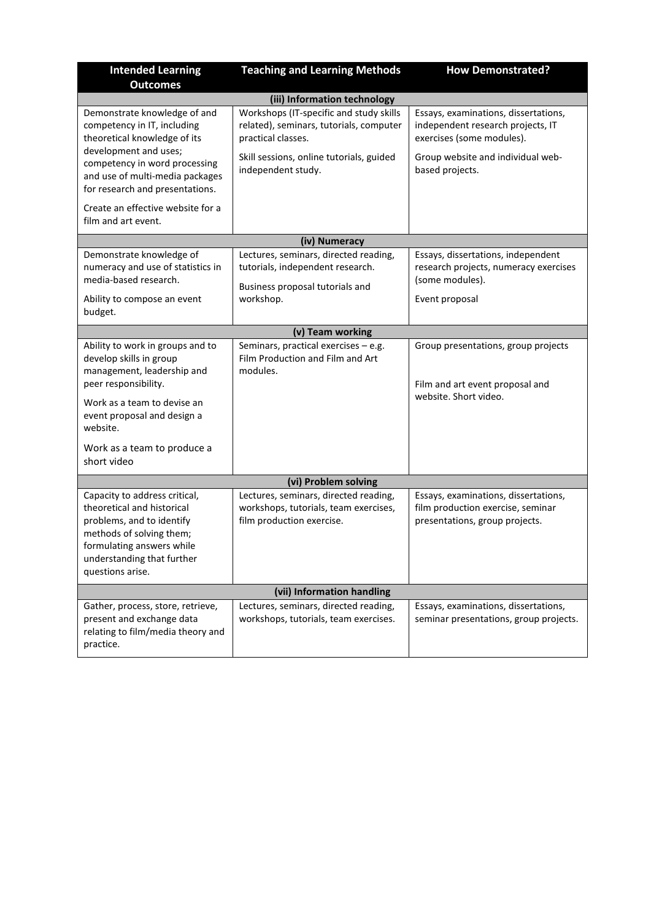| Intended Learning Outcomes | Teaching and Learning Methods | How Demonstrated? |
| --- | --- | --- |
| **(iii) Information technology** | | |
| Demonstrate knowledge of and competency in IT, including theoretical knowledge of its development and uses; competency in word processing and use of multi-media packages for research and presentations.<br><br>Create an effective website for a film and art event. | Workshops (IT-specific and study skills related), seminars, tutorials, computer practical classes.<br><br>Skill sessions, online tutorials, guided independent study. | Essays, examinations, dissertations, independent research projects, IT exercises (some modules).<br><br>Group website and individual web-based projects. |
| **(iv) Numeracy** | | |
| Demonstrate knowledge of numeracy and use of statistics in media-based research.<br><br>Ability to compose an event budget. | Lectures, seminars, directed reading, tutorials, independent research.<br><br>Business proposal tutorials and workshop. | Essays, dissertations, independent research projects, numeracy exercises (some modules).<br><br>Event proposal |
| **(v) Team working** | | |
| Ability to work in groups and to develop skills in group management, leadership and peer responsibility.<br><br>Work as a team to devise an event proposal and design a website.<br><br>Work as a team to produce a short video | Seminars, practical exercises – e.g. Film Production and Film and Art modules. | Group presentations, group projects<br><br>Film and art event proposal and website. Short video. |
| **(vi) Problem solving** | | |
| Capacity to address critical, theoretical and historical problems, and to identify methods of solving them; formulating answers while understanding that further questions arise. | Lectures, seminars, directed reading, workshops, tutorials, team exercises, film production exercise. | Essays, examinations, dissertations, film production exercise, seminar presentations, group projects. |
| **(vii) Information handling** | | |
| Gather, process, store, retrieve, present and exchange data relating to film/media theory and practice. | Lectures, seminars, directed reading, workshops, tutorials, team exercises. | Essays, examinations, dissertations, seminar presentations, group projects. |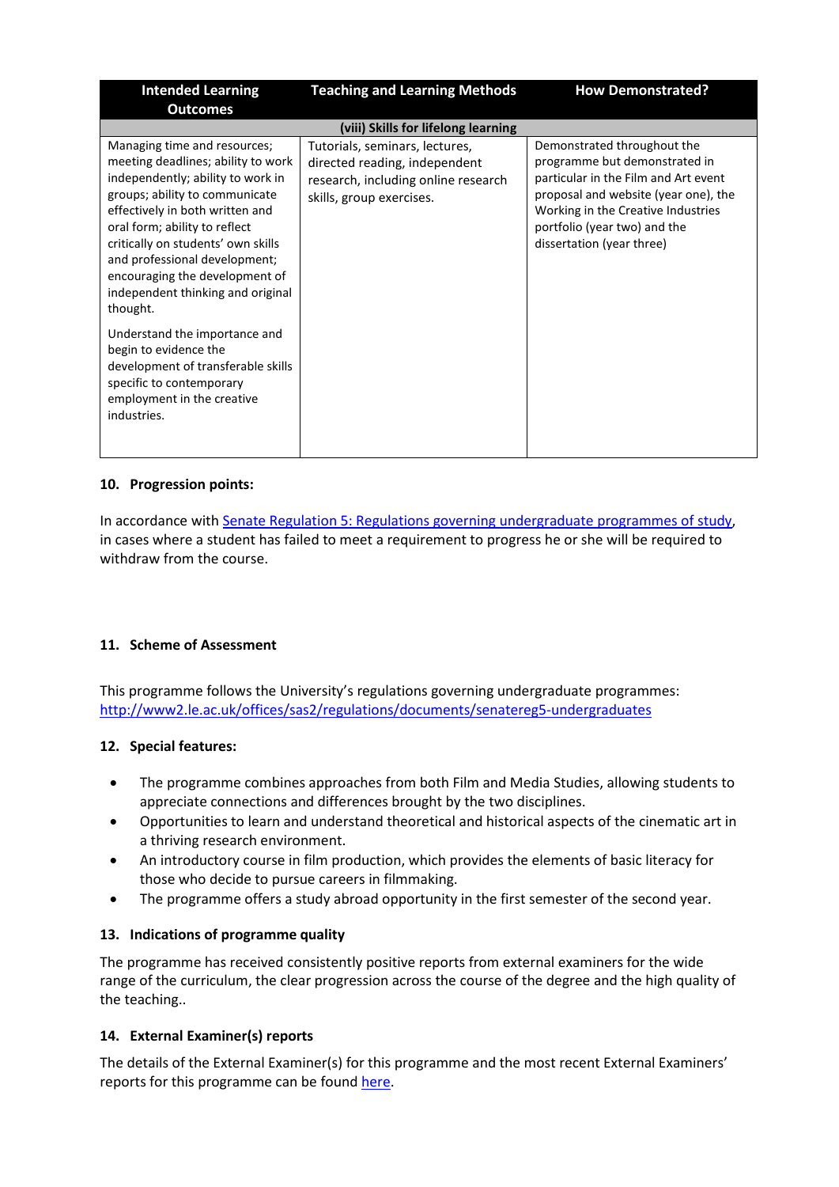| Intended Learning Outcomes | Teaching and Learning Methods | How Demonstrated? |
|---|---|---|
| **(viii) Skills for lifelong learning** | | |
| Managing time and resources; meeting deadlines; ability to work independently; ability to work in groups; ability to communicate effectively in both written and oral form; ability to reflect critically on students' own skills and professional development; encouraging the development of independent thinking and original thought.<br><br>Understand the importance and begin to evidence the development of transferable skills specific to contemporary employment in the creative industries. | Tutorials, seminars, lectures, directed reading, independent research, including online research skills, group exercises. | Demonstrated throughout the programme but demonstrated in particular in the Film and Art event proposal and website (year one), the Working in the Creative Industries portfolio (year two) and the dissertation (year three) |

## 10. Progression points:

In accordance with Senate Regulation 5: Regulations governing undergraduate programmes of study, in cases where a student has failed to meet a requirement to progress he or she will be required to withdraw from the course.

## 11. Scheme of Assessment

This programme follows the University's regulations governing undergraduate programmes: http://www2.le.ac.uk/offices/sas2/regulations/documents/senatereg5-undergraduates

## 12. Special features:

- The programme combines approaches from both Film and Media Studies, allowing students to appreciate connections and differences brought by the two disciplines.
- Opportunities to learn and understand theoretical and historical aspects of the cinematic art in a thriving research environment.
- An introductory course in film production, which provides the elements of basic literacy for those who decide to pursue careers in filmmaking.
- The programme offers a study abroad opportunity in the first semester of the second year.

## 13. Indications of programme quality

The programme has received consistently positive reports from external examiners for the wide range of the curriculum, the clear progression across the course of the degree and the high quality of the teaching..

## 14. External Examiner(s) reports

The details of the External Examiner(s) for this programme and the most recent External Examiners' reports for this programme can be found here.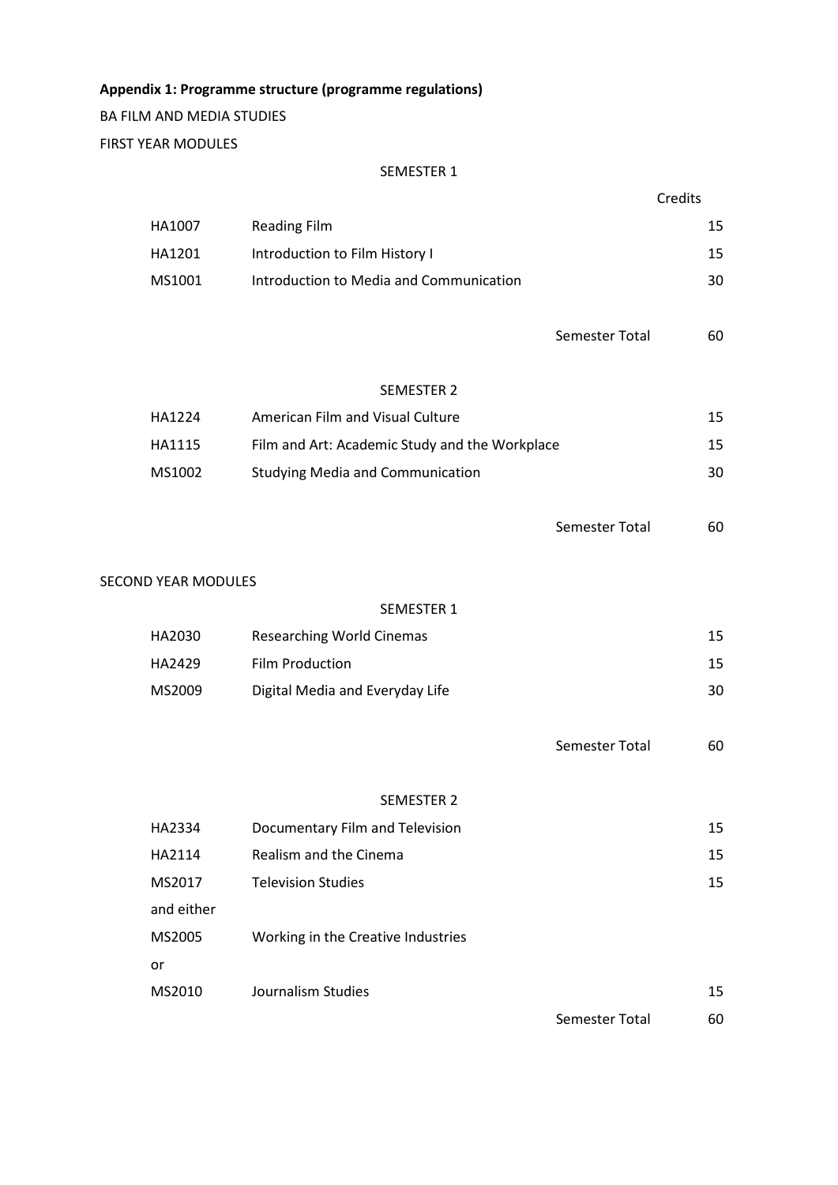**Appendix 1: Programme structure (programme regulations)**

BA FILM AND MEDIA STUDIES

FIRST YEAR MODULES

SEMESTER 1

| | | Credits |
|---|---|---|
| HA1007 | Reading Film | 15 |
| HA1201 | Introduction to Film History I | 15 |
| MS1001 | Introduction to Media and Communication | 30 |
| | Semester Total | 60 |

SEMESTER 2

| | | |
|---|---|---|
| HA1224 | American Film and Visual Culture | 15 |
| HA1115 | Film and Art: Academic Study and the Workplace | 15 |
| MS1002 | Studying Media and Communication | 30 |
| | Semester Total | 60 |

SECOND YEAR MODULES

SEMESTER 1

| | | |
|---|---|---|
| HA2030 | Researching World Cinemas | 15 |
| HA2429 | Film Production | 15 |
| MS2009 | Digital Media and Everyday Life | 30 |
| | Semester Total | 60 |

SEMESTER 2

| | | |
|---|---|---|
| HA2334 | Documentary Film and Television | 15 |
| HA2114 | Realism and the Cinema | 15 |
| MS2017 | Television Studies | 15 |
| and either | | |
| MS2005 | Working in the Creative Industries | |
| or | | |
| MS2010 | Journalism Studies | 15 |
| | Semester Total | 60 |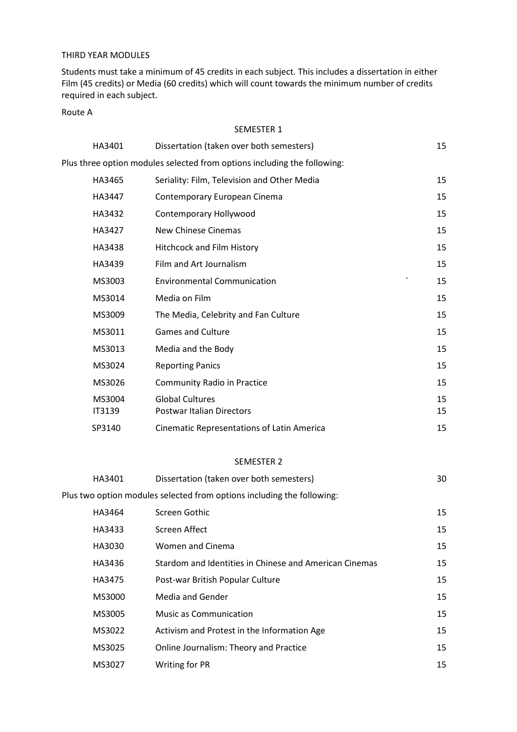THIRD YEAR MODULES

Students must take a minimum of 45 credits in each subject. This includes a dissertation in either Film (45 credits) or Media (60 credits) which will count towards the minimum number of credits required in each subject.

Route A

SEMESTER 1

| | | |
|---|---|---|
| HA3401 | Dissertation (taken over both semesters) | 15 |

Plus three option modules selected from options including the following:

| | | |
|---|---|---|
| HA3465 | Seriality: Film, Television and Other Media | 15 |
| HA3447 | Contemporary European Cinema | 15 |
| HA3432 | Contemporary Hollywood | 15 |
| HA3427 | New Chinese Cinemas | 15 |
| HA3438 | Hitchcock and Film History | 15 |
| HA3439 | Film and Art Journalism | 15 |
| MS3003 | Environmental Communication | 15 |
| MS3014 | Media on Film | 15 |
| MS3009 | The Media, Celebrity and Fan Culture | 15 |
| MS3011 | Games and Culture | 15 |
| MS3013 | Media and the Body | 15 |
| MS3024 | Reporting Panics | 15 |
| MS3026 | Community Radio in Practice | 15 |
| MS3004 | Global Cultures | 15 |
| IT3139 | Postwar Italian Directors | 15 |
| SP3140 | Cinematic Representations of Latin America | 15 |

SEMESTER 2

| | | |
|---|---|---|
| HA3401 | Dissertation (taken over both semesters) | 30 |

Plus two option modules selected from options including the following:

| | | |
|---|---|---|
| HA3464 | Screen Gothic | 15 |
| HA3433 | Screen Affect | 15 |
| HA3030 | Women and Cinema | 15 |
| HA3436 | Stardom and Identities in Chinese and American Cinemas | 15 |
| HA3475 | Post-war British Popular Culture | 15 |
| MS3000 | Media and Gender | 15 |
| MS3005 | Music as Communication | 15 |
| MS3022 | Activism and Protest in the Information Age | 15 |
| MS3025 | Online Journalism: Theory and Practice | 15 |
| MS3027 | Writing for PR | 15 |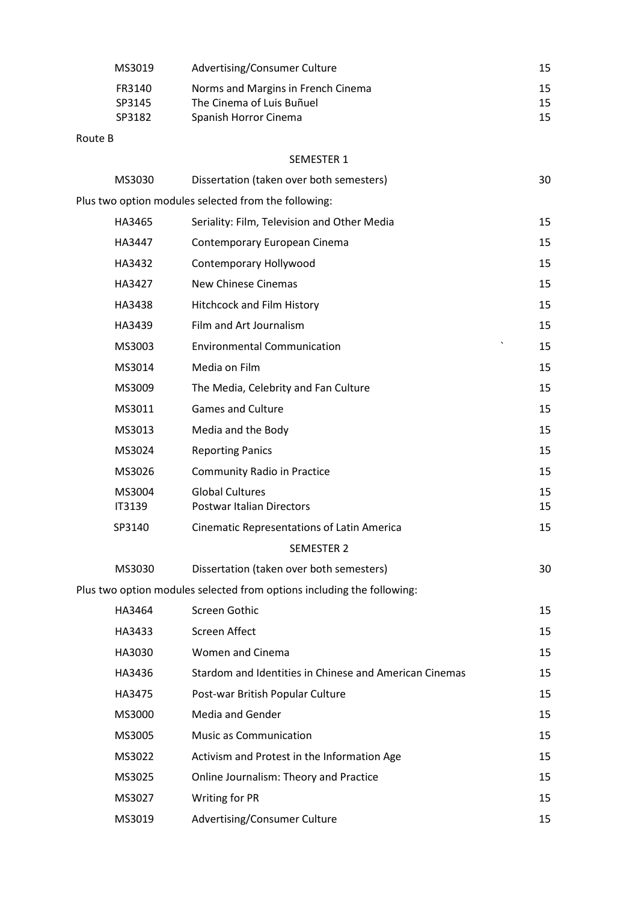| | | |
|---|---|---|
| MS3019 | Advertising/Consumer Culture | 15 |
| FR3140 | Norms and Margins in French Cinema | 15 |
| SP3145 | The Cinema of Luis Buñuel | 15 |
| SP3182 | Spanish Horror Cinema | 15 |

Route B

SEMESTER 1

| | | |
|---|---|---|
| MS3030 | Dissertation (taken over both semesters) | 30 |

Plus two option modules selected from the following:

| | | |
|---|---|---|
| HA3465 | Seriality: Film, Television and Other Media | 15 |
| HA3447 | Contemporary European Cinema | 15 |
| HA3432 | Contemporary Hollywood | 15 |
| HA3427 | New Chinese Cinemas | 15 |
| HA3438 | Hitchcock and Film History | 15 |
| HA3439 | Film and Art Journalism | 15 |
| MS3003 | Environmental Communication | 15 |
| MS3014 | Media on Film | 15 |
| MS3009 | The Media, Celebrity and Fan Culture | 15 |
| MS3011 | Games and Culture | 15 |
| MS3013 | Media and the Body | 15 |
| MS3024 | Reporting Panics | 15 |
| MS3026 | Community Radio in Practice | 15 |
| MS3004 | Global Cultures | 15 |
| IT3139 | Postwar Italian Directors | 15 |
| SP3140 | Cinematic Representations of Latin America | 15 |

SEMESTER 2

| | | |
|---|---|---|
| MS3030 | Dissertation (taken over both semesters) | 30 |

Plus two option modules selected from options including the following:

| | | |
|---|---|---|
| HA3464 | Screen Gothic | 15 |
| HA3433 | Screen Affect | 15 |
| HA3030 | Women and Cinema | 15 |
| HA3436 | Stardom and Identities in Chinese and American Cinemas | 15 |
| HA3475 | Post-war British Popular Culture | 15 |
| MS3000 | Media and Gender | 15 |
| MS3005 | Music as Communication | 15 |
| MS3022 | Activism and Protest in the Information Age | 15 |
| MS3025 | Online Journalism: Theory and Practice | 15 |
| MS3027 | Writing for PR | 15 |
| MS3019 | Advertising/Consumer Culture | 15 |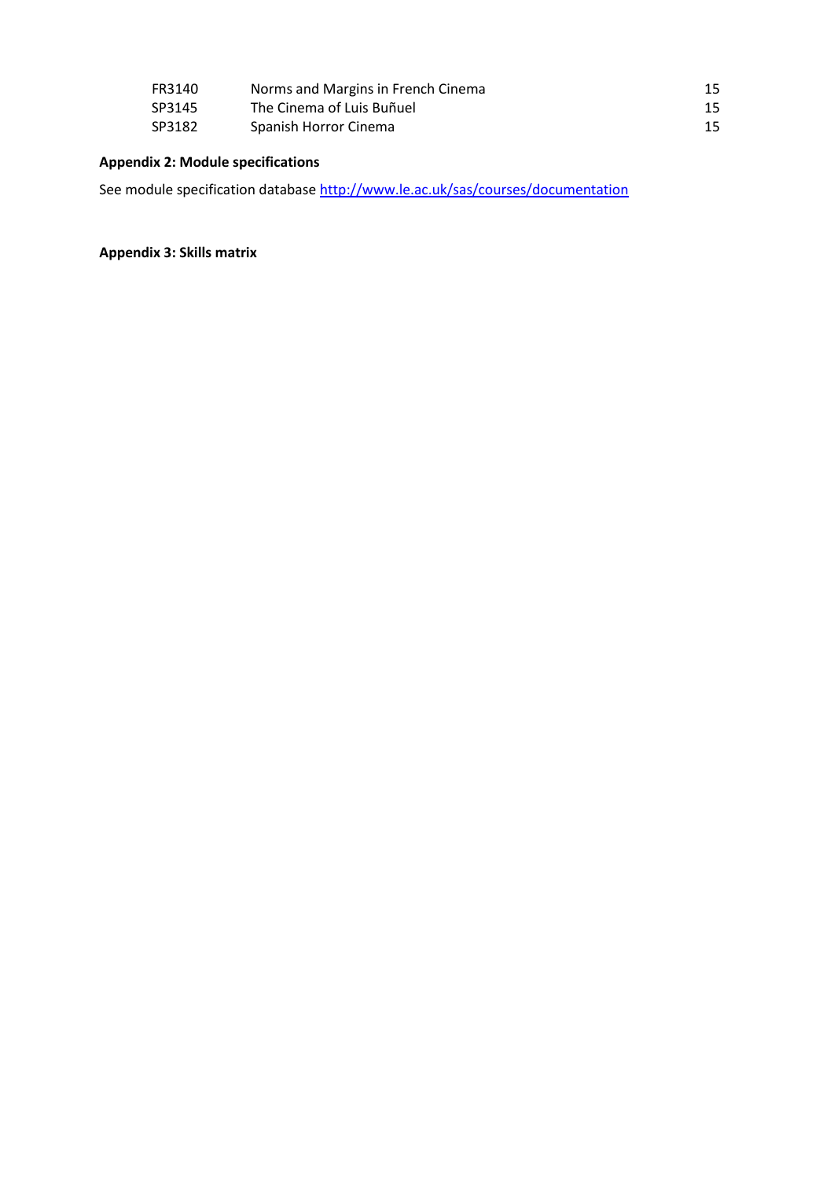| | | |
|---|---|---|
| FR3140 | Norms and Margins in French Cinema | 15 |
| SP3145 | The Cinema of Luis Buñuel | 15 |
| SP3182 | Spanish Horror Cinema | 15 |

**Appendix 2: Module specifications**

See module specification database [http://www.le.ac.uk/sas/courses/documentation](http://www.le.ac.uk/sas/courses/documentation)

**Appendix 3: Skills matrix**